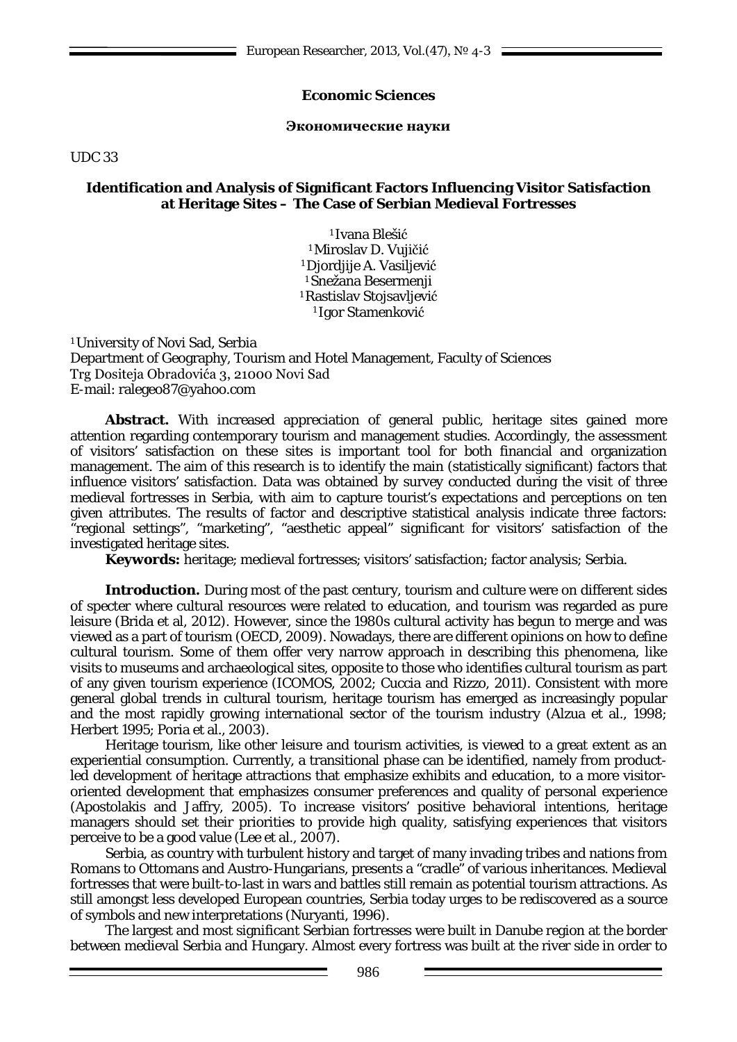**Economic Sciences**

**Экономические науки**

UDC 33

## Identification and Analysis of Significant Factors Influencing Visitor Satisfaction at Heritage Sites – The Case of Serbian Medieval Fortresses

[1] Ivana Blešić
[1] Miroslav D. Vujičić
[1] Djordjije A. Vasiljević
[1] Snežana Besermenji
[1] Rastislav Stojsavljević
[1] Igor Stamenković

[1] University of Novi Sad, Serbia
Department of Geography, Tourism and Hotel Management, Faculty of Sciences
Trg Dositeja Obradovića 3, 21000 Novi Sad
E-mail: ralegeo87@yahoo.com

**Abstract.** With increased appreciation of general public, heritage sites gained more attention regarding contemporary tourism and management studies. Accordingly, the assessment of visitors' satisfaction on these sites is important tool for both financial and organization management. The aim of this research is to identify the main (statistically significant) factors that influence visitors' satisfaction. Data was obtained by survey conducted during the visit of three medieval fortresses in Serbia, with aim to capture tourist's expectations and perceptions on ten given attributes. The results of factor and descriptive statistical analysis indicate three factors: "regional settings", "marketing", "aesthetic appeal" significant for visitors' satisfaction of the investigated heritage sites.

**Keywords:** heritage; medieval fortresses; visitors' satisfaction; factor analysis; Serbia.

**Introduction.** During most of the past century, tourism and culture were on different sides of specter where cultural resources were related to education, and tourism was regarded as pure leisure (Brida et al, 2012). However, since the 1980s cultural activity has begun to merge and was viewed as a part of tourism (OECD, 2009). Nowadays, there are different opinions on how to define cultural tourism. Some of them offer very narrow approach in describing this phenomena, like visits to museums and archaeological sites, opposite to those who identifies cultural tourism as part of any given tourism experience (ICOMOS, 2002; Cuccia and Rizzo, 2011). Consistent with more general global trends in cultural tourism, heritage tourism has emerged as increasingly popular and the most rapidly growing international sector of the tourism industry (Alzua et al., 1998; Herbert 1995; Poria et al., 2003).

Heritage tourism, like other leisure and tourism activities, is viewed to a great extent as an experiential consumption. Currently, a transitional phase can be identified, namely from product-led development of heritage attractions that emphasize exhibits and education, to a more visitor-oriented development that emphasizes consumer preferences and quality of personal experience (Apostolakis and Jaffry, 2005). To increase visitors' positive behavioral intentions, heritage managers should set their priorities to provide high quality, satisfying experiences that visitors perceive to be a good value (Lee et al., 2007).

Serbia, as country with turbulent history and target of many invading tribes and nations from Romans to Ottomans and Austro-Hungarians, presents a "cradle" of various inheritances. Medieval fortresses that were built-to-last in wars and battles still remain as potential tourism attractions. As still amongst less developed European countries, Serbia today urges to be rediscovered as a source of symbols and new interpretations (Nuryanti, 1996).

The largest and most significant Serbian fortresses were built in Danube region at the border between medieval Serbia and Hungary. Almost every fortress was built at the river side in order to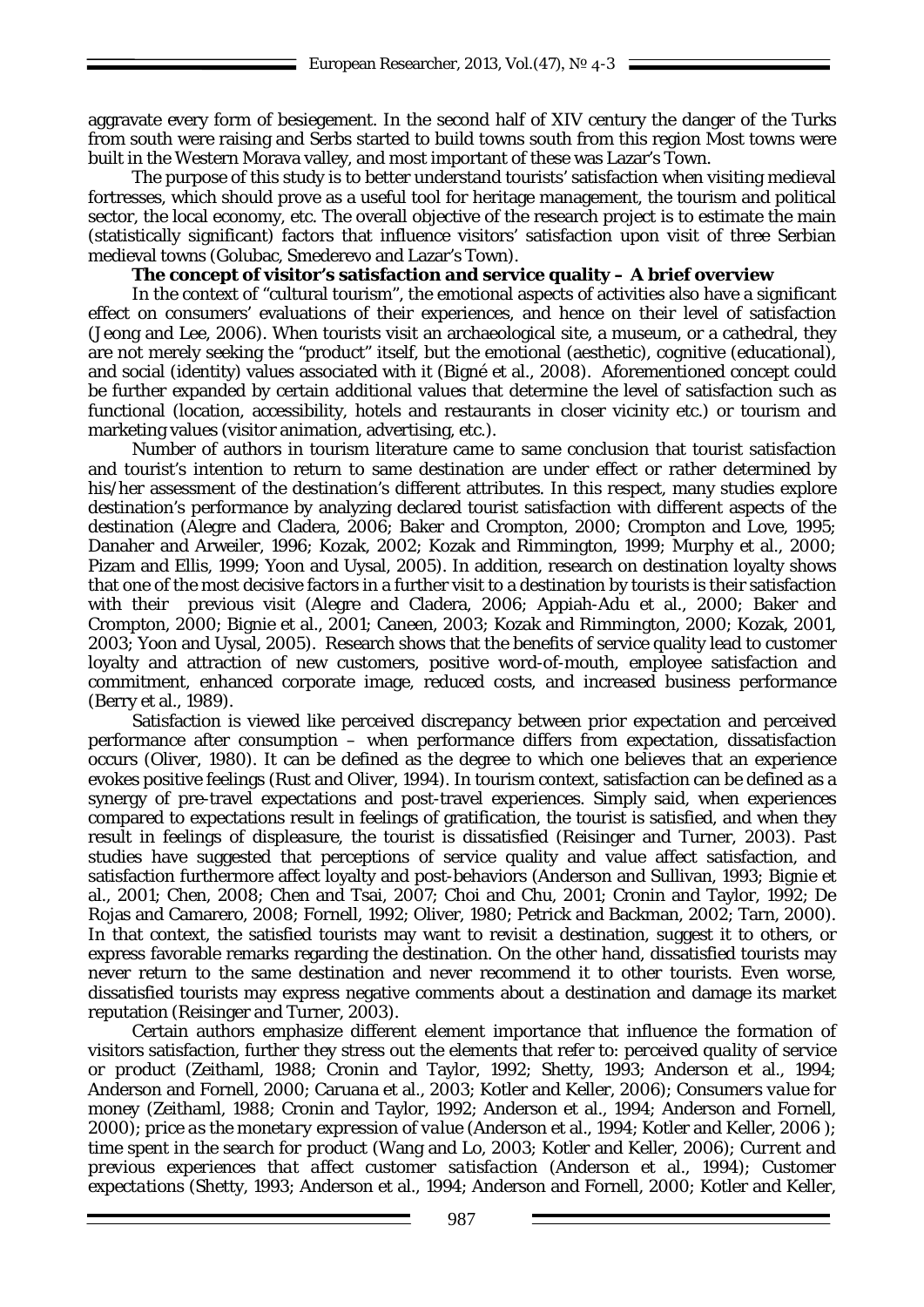aggravate every form of besiegement. In the second half of XIV century the danger of the Turks from south were raising and Serbs started to build towns south from this region Most towns were built in the Western Morava valley, and most important of these was Lazar's Town.

The purpose of this study is to better understand tourists' satisfaction when visiting medieval fortresses, which should prove as a useful tool for heritage management, the tourism and political sector, the local economy, etc. The overall objective of the research project is to estimate the main (statistically significant) factors that influence visitors' satisfaction upon visit of three Serbian medieval towns (Golubac, Smederevo and Lazar's Town).

**The concept of visitor's satisfaction and service quality – A brief overview**

In the context of "cultural tourism", the emotional aspects of activities also have a significant effect on consumers' evaluations of their experiences, and hence on their level of satisfaction (Jeong and Lee, 2006). When tourists visit an archaeological site, a museum, or a cathedral, they are not merely seeking the "product" itself, but the emotional (aesthetic), cognitive (educational), and social (identity) values associated with it (Bigné et al., 2008). Aforementioned concept could be further expanded by certain additional values that determine the level of satisfaction such as functional (location, accessibility, hotels and restaurants in closer vicinity etc.) or tourism and marketing values (visitor animation, advertising, etc.).

Number of authors in tourism literature came to same conclusion that tourist satisfaction and tourist's intention to return to same destination are under effect or rather determined by his/her assessment of the destination's different attributes. In this respect, many studies explore destination's performance by analyzing declared tourist satisfaction with different aspects of the destination (Alegre and Cladera, 2006; Baker and Crompton, 2000; Crompton and Love, 1995; Danaher and Arweiler, 1996; Kozak, 2002; Kozak and Rimmington, 1999; Murphy et al., 2000; Pizam and Ellis, 1999; Yoon and Uysal, 2005). In addition, research on destination loyalty shows that one of the most decisive factors in a further visit to a destination by tourists is their satisfaction with their previous visit (Alegre and Cladera, 2006; Appiah-Adu et al., 2000; Baker and Crompton, 2000; Bignie et al., 2001; Caneen, 2003; Kozak and Rimmington, 2000; Kozak, 2001, 2003; Yoon and Uysal, 2005). Research shows that the benefits of service quality lead to customer loyalty and attraction of new customers, positive word-of-mouth, employee satisfaction and commitment, enhanced corporate image, reduced costs, and increased business performance (Berry et al., 1989).

Satisfaction is viewed like perceived discrepancy between prior expectation and perceived performance after consumption – when performance differs from expectation, dissatisfaction occurs (Oliver, 1980). It can be defined as the degree to which one believes that an experience evokes positive feelings (Rust and Oliver, 1994). In tourism context, satisfaction can be defined as a synergy of pre-travel expectations and post-travel experiences. Simply said, when experiences compared to expectations result in feelings of gratification, the tourist is satisfied, and when they result in feelings of displeasure, the tourist is dissatisfied (Reisinger and Turner, 2003). Past studies have suggested that perceptions of service quality and value affect satisfaction, and satisfaction furthermore affect loyalty and post-behaviors (Anderson and Sullivan, 1993; Bignie et al., 2001; Chen, 2008; Chen and Tsai, 2007; Choi and Chu, 2001; Cronin and Taylor, 1992; De Rojas and Camarero, 2008; Fornell, 1992; Oliver, 1980; Petrick and Backman, 2002; Tarn, 2000). In that context, the satisfied tourists may want to revisit a destination, suggest it to others, or express favorable remarks regarding the destination. On the other hand, dissatisfied tourists may never return to the same destination and never recommend it to other tourists. Even worse, dissatisfied tourists may express negative comments about a destination and damage its market reputation (Reisinger and Turner, 2003).

Certain authors emphasize different element importance that influence the formation of visitors satisfaction, further they stress out the elements that refer to: *perceived quality of service or product* (Zeithaml, 1988; Cronin and Taylor, 1992; Shetty, 1993; Anderson et al., 1994; Anderson and Fornell, 2000; Caruana et al., 2003; Kotler and Keller, 2006); *Consumers value for money* (Zeithaml, 1988; Cronin and Taylor, 1992; Anderson et al., 1994; Anderson and Fornell, 2000); *price as the monetary expression of value* (Anderson et al., 1994; Kotler and Keller, 2006 ); *time spent in the search for product* (Wang and Lo, 2003; Kotler and Keller, 2006); *Current and previous experiences that affect customer satisfaction* (Anderson et al., 1994); *Customer expectations* (Shetty, 1993; Anderson et al., 1994; Anderson and Fornell, 2000; Kotler and Keller,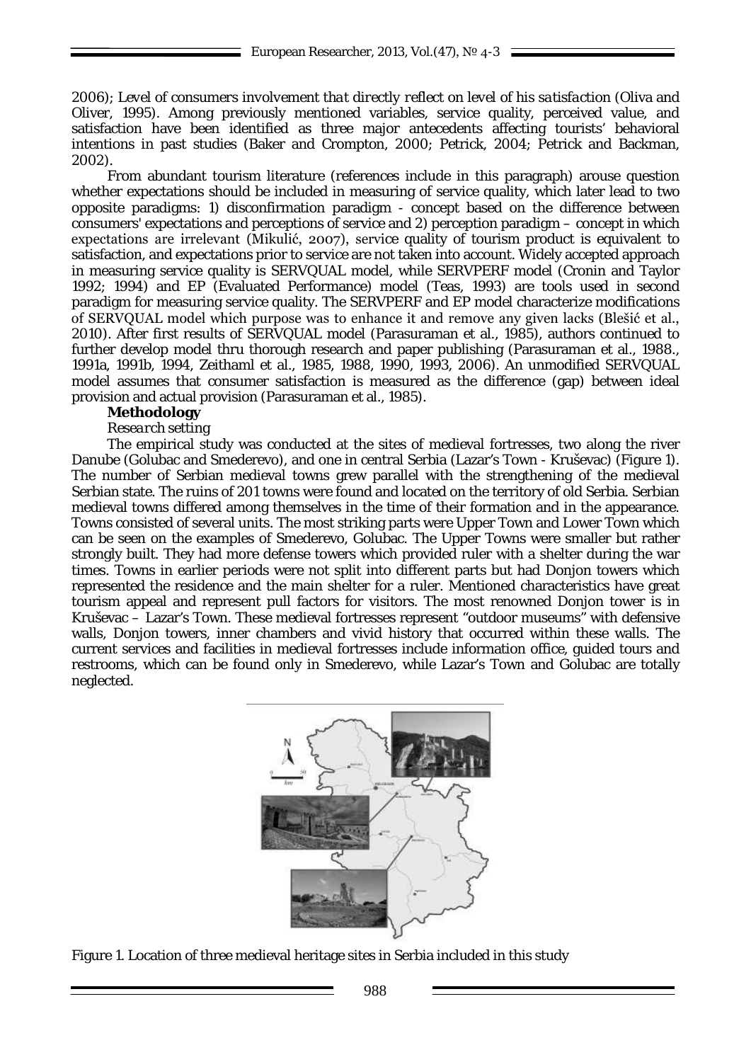2006); *Level of consumers involvement that directly reflect on level of his satisfaction* (Oliva and Oliver, 1995). Among previously mentioned variables, service quality, perceived value, and satisfaction have been identified as three major antecedents affecting tourists' behavioral intentions in past studies (Baker and Crompton, 2000; Petrick, 2004; Petrick and Backman, 2002).

From abundant tourism literature (references include in this paragraph) arouse question whether expectations should be included in measuring of service quality, which later lead to two opposite paradigms: 1) disconfirmation paradigm - concept based on the difference between consumers' expectations and perceptions of service and 2) perception paradigm – concept in which expectations are irrelevant (Mikulić, 2007), service quality of tourism product is equivalent to satisfaction, and expectations prior to service are not taken into account. Widely accepted approach in measuring service quality is SERVQUAL model, while SERVPERF model (Cronin and Taylor 1992; 1994) and EP (Evaluated Performance) model (Teas, 1993) are tools used in second paradigm for measuring service quality. The SERVPERF and EP model characterize modifications of SERVQUAL model which purpose was to enhance it and remove any given lacks (Blešić et al., 2010). After first results of SERVQUAL model (Parasuraman et al., 1985), authors continued to further develop model thru thorough research and paper publishing (Parasuraman et al., 1988., 1991a, 1991b, 1994, Zeithaml et al., 1985, 1988, 1990, 1993, 2006). An unmodified SERVQUAL model assumes that consumer satisfaction is measured as the difference (gap) between ideal provision and actual provision (Parasuraman et al., 1985).

## Methodology

*Research setting*

The empirical study was conducted at the sites of medieval fortresses, two along the river Danube (Golubac and Smederevo), and one in central Serbia (Lazar's Town - Kruševac) (Figure 1). The number of Serbian medieval towns grew parallel with the strengthening of the medieval Serbian state. The ruins of 201 towns were found and located on the territory of old Serbia. Serbian medieval towns differed among themselves in the time of their formation and in the appearance. Towns consisted of several units. The most striking parts were Upper Town and Lower Town which can be seen on the examples of Smederevo, Golubac. The Upper Towns were smaller but rather strongly built. They had more defense towers which provided ruler with a shelter during the war times. Towns in earlier periods were not split into different parts but had Donjon towers which represented the residence and the main shelter for a ruler. Mentioned characteristics have great tourism appeal and represent pull factors for visitors. The most renowned Donjon tower is in Kruševac – Lazar's Town. These medieval fortresses represent "outdoor museums" with defensive walls, Donjon towers, inner chambers and vivid history that occurred within these walls. The current services and facilities in medieval fortresses include information office, guided tours and restrooms, which can be found only in Smederevo, while Lazar's Town and Golubac are totally neglected.

Figure 1. Location of three medieval heritage sites in Serbia included in this study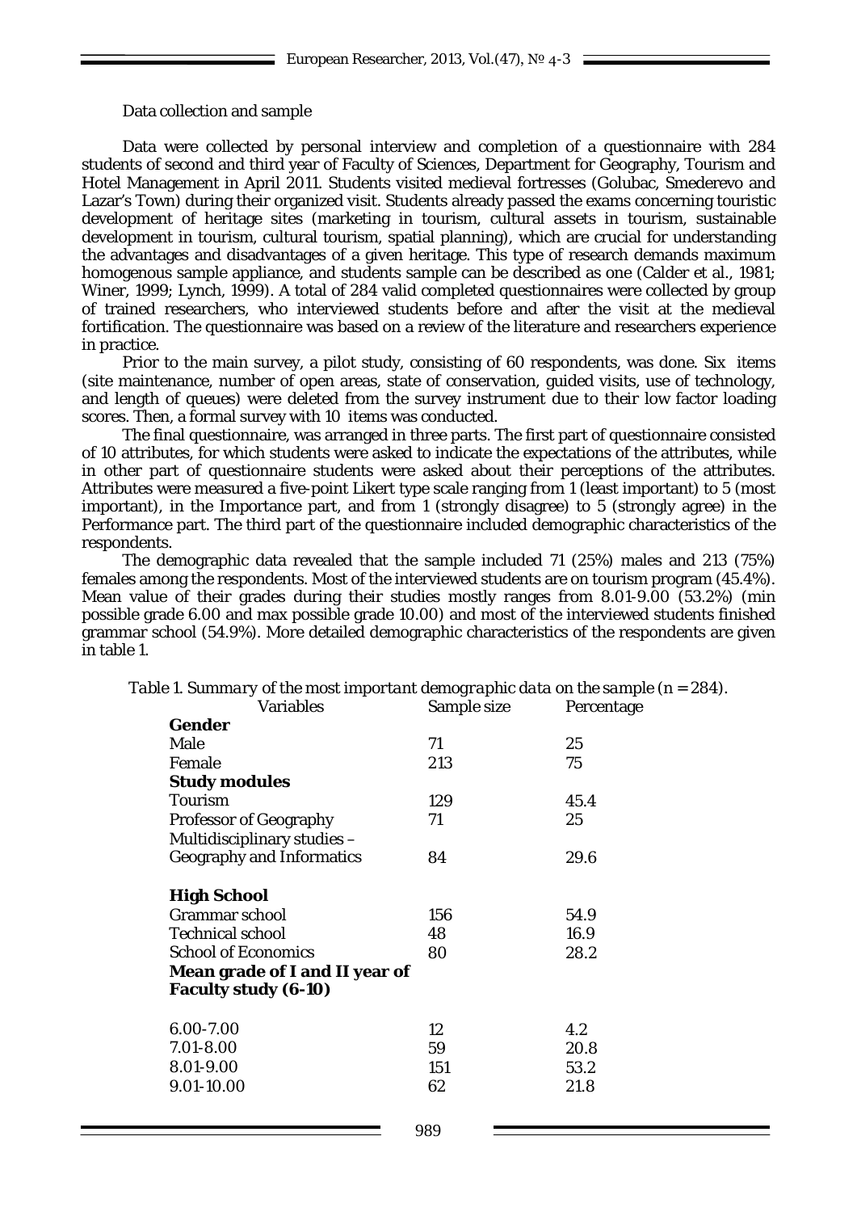## Data collection and sample

Data were collected by personal interview and completion of a questionnaire with 284 students of second and third year of Faculty of Sciences, Department for Geography, Tourism and Hotel Management in April 2011. Students visited medieval fortresses (Golubac, Smederevo and Lazar's Town) during their organized visit. Students already passed the exams concerning touristic development of heritage sites (marketing in tourism, cultural assets in tourism, sustainable development in tourism, cultural tourism, spatial planning), which are crucial for understanding the advantages and disadvantages of a given heritage. This type of research demands maximum homogenous sample appliance, and students sample can be described as one (Calder et al., 1981; Winer, 1999; Lynch, 1999). A total of 284 valid completed questionnaires were collected by group of trained researchers, who interviewed students before and after the visit at the medieval fortification. The questionnaire was based on a review of the literature and researchers experience in practice.

Prior to the main survey, a pilot study, consisting of 60 respondents, was done. Six items (site maintenance, number of open areas, state of conservation, guided visits, use of technology, and length of queues) were deleted from the survey instrument due to their low factor loading scores. Then, a formal survey with 10 items was conducted.

The final questionnaire, was arranged in three parts. The first part of questionnaire consisted of 10 attributes, for which students were asked to indicate the expectations of the attributes, while in other part of questionnaire students were asked about their perceptions of the attributes. Attributes were measured a five-point Likert type scale ranging from 1 (least important) to 5 (most important), in the Importance part, and from 1 (strongly disagree) to 5 (strongly agree) in the Performance part. The third part of the questionnaire included demographic characteristics of the respondents.

The demographic data revealed that the sample included 71 (25%) males and 213 (75%) females among the respondents. Most of the interviewed students are on tourism program (45.4%). Mean value of their grades during their studies mostly ranges from 8.01-9.00 (53.2%) (min possible grade 6.00 and max possible grade 10.00) and most of the interviewed students finished grammar school (54.9%). More detailed demographic characteristics of the respondents are given in table 1.

*Table 1. Summary of the most important demographic data on the sample (n = 284).*

| Variables | Sample size | Percentage |
|---|---|---|
| **Gender** | | |
| Male | 71 | 25 |
| Female | 213 | 75 |
| **Study modules** | | |
| Tourism | 129 | 45.4 |
| Professor of Geography | 71 | 25 |
| Multidisciplinary studies – Geography and Informatics | 84 | 29.6 |
| **High School** | | |
| Grammar school | 156 | 54.9 |
| Technical school | 48 | 16.9 |
| School of Economics | 80 | 28.2 |
| **Mean grade of I and II year of Faculty study (6-10)** | | |
| 6.00-7.00 | 12 | 4.2 |
| 7.01-8.00 | 59 | 20.8 |
| 8.01-9.00 | 151 | 53.2 |
| 9.01-10.00 | 62 | 21.8 |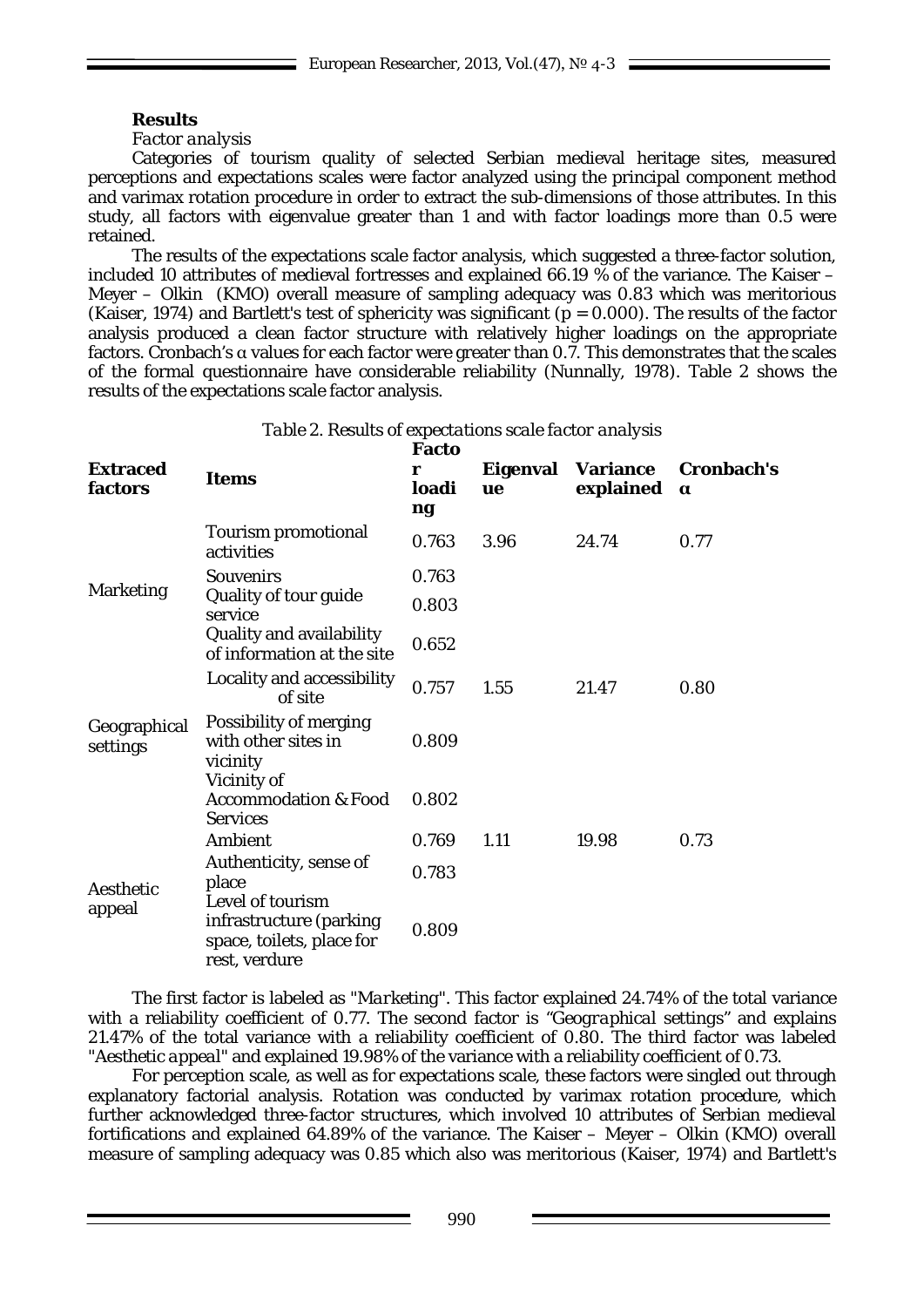**Results**

*Factor analysis*

Categories of tourism quality of selected Serbian medieval heritage sites, measured perceptions and expectations scales were factor analyzed using the principal component method and varimax rotation procedure in order to extract the sub-dimensions of those attributes. In this study, all factors with eigenvalue greater than 1 and with factor loadings more than 0.5 were retained.

The results of the expectations scale factor analysis, which suggested a three-factor solution, included 10 attributes of medieval fortresses and explained 66.19 % of the variance. The Kaiser – Meyer – Olkin (KMO) overall measure of sampling adequacy was 0.83 which was meritorious (Kaiser, 1974) and Bartlett's test of sphericity was significant ($p = 0.000$). The results of the factor analysis produced a clean factor structure with relatively higher loadings on the appropriate factors. Cronbach's α values for each factor were greater than 0.7. This demonstrates that the scales of the formal questionnaire have considerable reliability (Nunnally, 1978). Table 2 shows the results of the expectations scale factor analysis.

*Table 2. Results of expectations scale factor analysis*

| Extraced factors | Items | Factor loading | Eigenvalue | Variance explained | Cronbach's α |
|---|---|---|---|---|---|
| Marketing | Tourism promotional activities | 0.763 | 3.96 | 24.74 | 0.77 |
| | Souvenirs | 0.763 | | | |
| | Quality of tour guide service | 0.803 | | | |
| | Quality and availability of information at the site | 0.652 | | | |
| Geographical settings | Locality and accessibility of site | 0.757 | 1.55 | 21.47 | 0.80 |
| | Possibility of merging with other sites in vicinity | 0.809 | | | |
| | Vicinity of Accommodation & Food Services | 0.802 | | | |
| Aesthetic appeal | Ambient | 0.769 | 1.11 | 19.98 | 0.73 |
| | Authenticity, sense of place | 0.783 | | | |
| | Level of tourism infrastructure (parking space, toilets, place for rest, verdure | 0.809 | | | |

The first factor is labeled as "*Marketing*". This factor explained 24.74% of the total variance with a reliability coefficient of 0.77. The second factor is "*Geographical settings*" and explains 21.47% of the total variance with a reliability coefficient of 0.80. The third factor was labeled "*Aesthetic appeal*" and explained 19.98% of the variance with a reliability coefficient of 0.73.

For perception scale, as well as for expectations scale, these factors were singled out through explanatory factorial analysis. Rotation was conducted by varimax rotation procedure, which further acknowledged three-factor structures, which involved 10 attributes of Serbian medieval fortifications and explained 64.89% of the variance. The Kaiser – Meyer – Olkin (KMO) overall measure of sampling adequacy was 0.85 which also was meritorious (Kaiser, 1974) and Bartlett's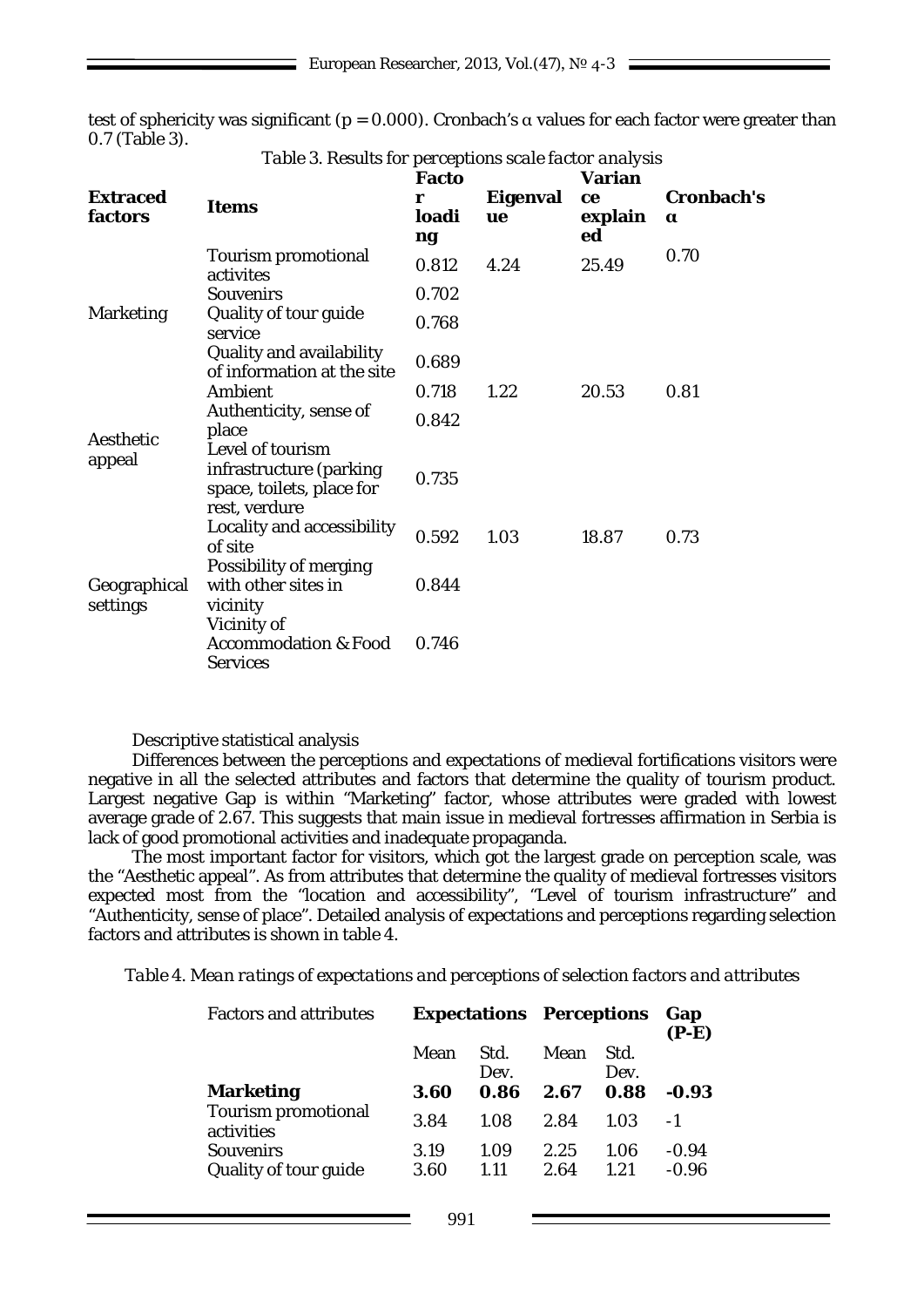test of sphericity was significant (p = 0.000). Cronbach's α values for each factor were greater than 0.7 (Table 3).

*Table 3. Results for perceptions scale factor analysis*

| Extraced factors | Items | Factor loading | Eigenvalue | Variance explained | Cronbach's α |
|---|---|---|---|---|---|
| Marketing | Tourism promotional activites | 0.812 | 4.24 | 25.49 | 0.70 |
| | Souvenirs | 0.702 | | | |
| | Quality of tour guide service | 0.768 | | | |
| | Quality and availability of information at the site | 0.689 | | | |
| Aesthetic appeal | Ambient | 0.718 | 1.22 | 20.53 | 0.81 |
| | Authenticity, sense of place | 0.842 | | | |
| | Level of tourism infrastructure (parking space, toilets, place for rest, verdure | 0.735 | | | |
| Geographical settings | Locality and accessibility of site | 0.592 | 1.03 | 18.87 | 0.73 |
| | Possibility of merging with other sites in vicinity | 0.844 | | | |
| | Vicinity of Accommodation & Food Services | 0.746 | | | |

Descriptive statistical analysis

Differences between the perceptions and expectations of medieval fortifications visitors were negative in all the selected attributes and factors that determine the quality of tourism product. Largest negative Gap is within "Marketing" factor, whose attributes were graded with lowest average grade of 2.67. This suggests that main issue in medieval fortresses affirmation in Serbia is lack of good promotional activities and inadequate propaganda.

The most important factor for visitors, which got the largest grade on perception scale, was the "Aesthetic appeal". As from attributes that determine the quality of medieval fortresses visitors expected most from the "location and accessibility", "Level of tourism infrastructure" and "Authenticity, sense of place". Detailed analysis of expectations and perceptions regarding selection factors and attributes is shown in table 4.

*Table 4. Mean ratings of expectations and perceptions of selection factors and attributes*

| Factors and attributes | **Expectations** | | **Perceptions** | | **Gap (P-E)** |
|---|---|---|---|---|---|
| | Mean | Std. Dev. | Mean | Std. Dev. | |
| **Marketing** | **3.60** | **0.86** | **2.67** | **0.88** | **-0.93** |
| Tourism promotional activities | 3.84 | 1.08 | 2.84 | 1.03 | -1 |
| Souvenirs | 3.19 | 1.09 | 2.25 | 1.06 | -0.94 |
| Quality of tour guide | 3.60 | 1.11 | 2.64 | 1.21 | -0.96 |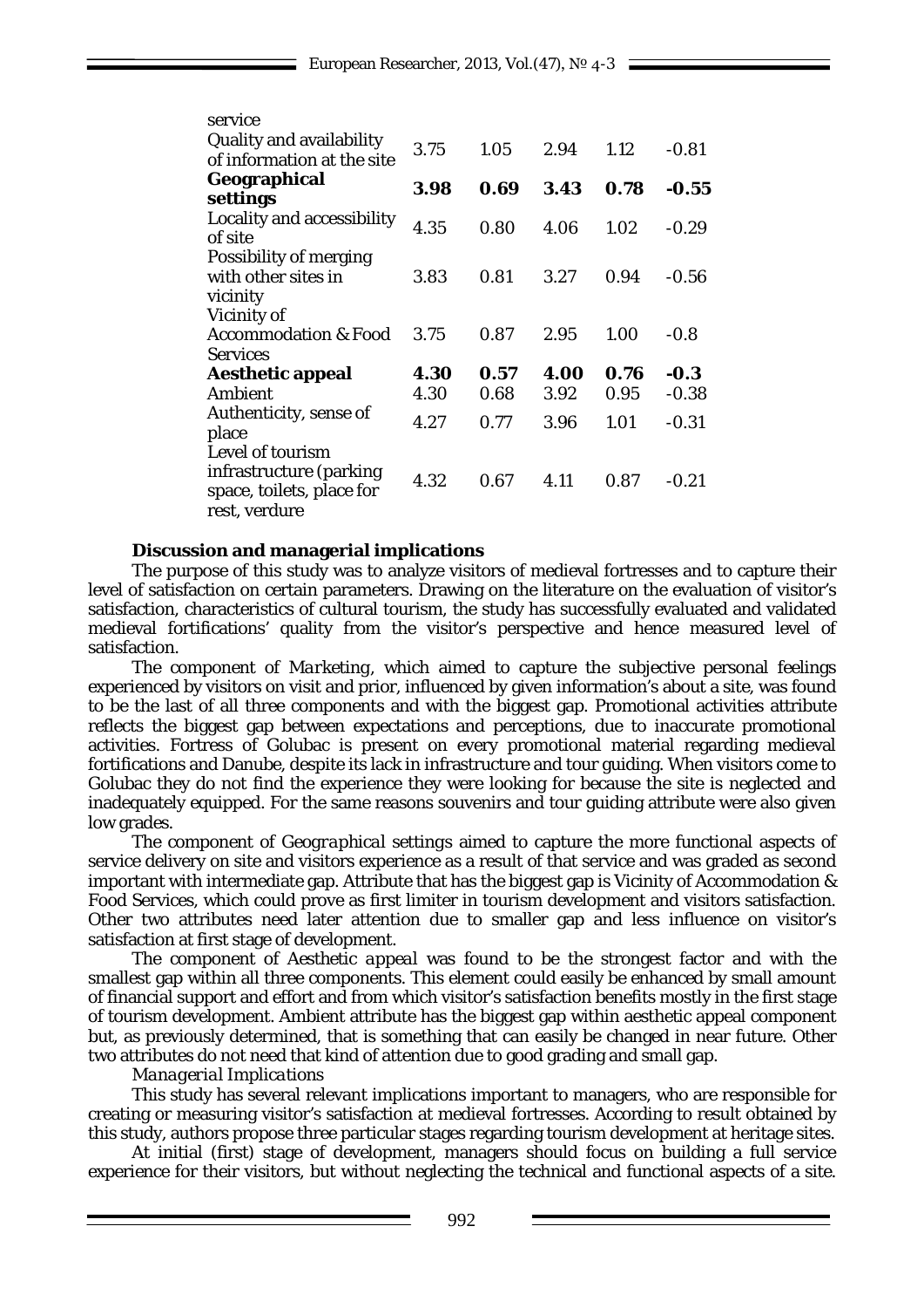| | | | | | |
|---|---|---|---|---|---|
| service | | | | | |
| Quality and availability of information at the site | 3.75 | 1.05 | 2.94 | 1.12 | -0.81 |
| **Geographical settings** | **3.98** | **0.69** | **3.43** | **0.78** | **-0.55** |
| Locality and accessibility of site | 4.35 | 0.80 | 4.06 | 1.02 | -0.29 |
| Possibility of merging with other sites in vicinity | 3.83 | 0.81 | 3.27 | 0.94 | -0.56 |
| Vicinity of Accommodation & Food Services | 3.75 | 0.87 | 2.95 | 1.00 | -0.8 |
| **Aesthetic appeal** | **4.30** | **0.57** | **4.00** | **0.76** | **-0.3** |
| Ambient | 4.30 | 0.68 | 3.92 | 0.95 | -0.38 |
| Authenticity, sense of place | 4.27 | 0.77 | 3.96 | 1.01 | -0.31 |
| Level of tourism infrastructure (parking space, toilets, place for rest, verdure | 4.32 | 0.67 | 4.11 | 0.87 | -0.21 |

**Discussion and managerial implications**

The purpose of this study was to analyze visitors of medieval fortresses and to capture their level of satisfaction on certain parameters. Drawing on the literature on the evaluation of visitor's satisfaction, characteristics of cultural tourism, the study has successfully evaluated and validated medieval fortifications' quality from the visitor's perspective and hence measured level of satisfaction.

The component of *Marketing*, which aimed to capture the subjective personal feelings experienced by visitors on visit and prior, influenced by given information's about a site, was found to be the last of all three components and with the biggest gap. Promotional activities attribute reflects the biggest gap between expectations and perceptions, due to inaccurate promotional activities. Fortress of Golubac is present on every promotional material regarding medieval fortifications and Danube, despite its lack in infrastructure and tour guiding. When visitors come to Golubac they do not find the experience they were looking for because the site is neglected and inadequately equipped. For the same reasons souvenirs and tour guiding attribute were also given low grades.

The component of *Geographical settings* aimed to capture the more functional aspects of service delivery on site and visitors experience as a result of that service and was graded as second important with intermediate gap. Attribute that has the biggest gap is Vicinity of Accommodation & Food Services, which could prove as first limiter in tourism development and visitors satisfaction. Other two attributes need later attention due to smaller gap and less influence on visitor's satisfaction at first stage of development.

The component of *Aesthetic appeal* was found to be the strongest factor and with the smallest gap within all three components. This element could easily be enhanced by small amount of financial support and effort and from which visitor's satisfaction benefits mostly in the first stage of tourism development. Ambient attribute has the biggest gap within aesthetic appeal component but, as previously determined, that is something that can easily be changed in near future. Other two attributes do not need that kind of attention due to good grading and small gap.

*Managerial Implications*

This study has several relevant implications important to managers, who are responsible for creating or measuring visitor's satisfaction at medieval fortresses. According to result obtained by this study, authors propose three particular stages regarding tourism development at heritage sites.

At initial (first) stage of development, managers should focus on building a full service experience for their visitors, but without neglecting the technical and functional aspects of a site.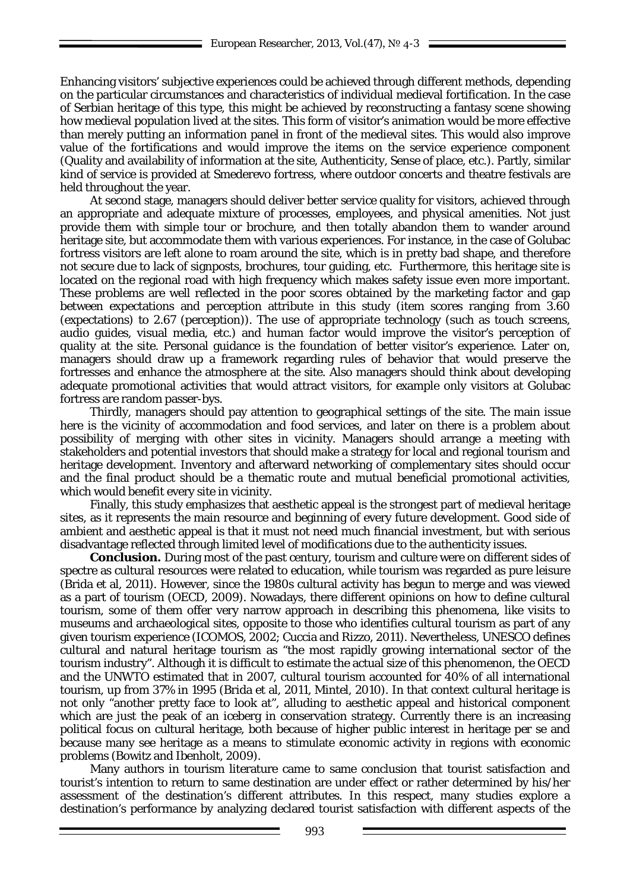Enhancing visitors' subjective experiences could be achieved through different methods, depending on the particular circumstances and characteristics of individual medieval fortification. In the case of Serbian heritage of this type, this might be achieved by reconstructing a fantasy scene showing how medieval population lived at the sites. This form of visitor's animation would be more effective than merely putting an information panel in front of the medieval sites. This would also improve value of the fortifications and would improve the items on the service experience component (Quality and availability of information at the site, Authenticity, Sense of place, etc.). Partly, similar kind of service is provided at Smederevo fortress, where outdoor concerts and theatre festivals are held throughout the year.

At second stage, managers should deliver better service quality for visitors, achieved through an appropriate and adequate mixture of processes, employees, and physical amenities. Not just provide them with simple tour or brochure, and then totally abandon them to wander around heritage site, but accommodate them with various experiences. For instance, in the case of Golubac fortress visitors are left alone to roam around the site, which is in pretty bad shape, and therefore not secure due to lack of signposts, brochures, tour guiding, etc. Furthermore, this heritage site is located on the regional road with high frequency which makes safety issue even more important. These problems are well reflected in the poor scores obtained by the marketing factor and gap between expectations and perception attribute in this study (item scores ranging from 3.60 (expectations) to 2.67 (perception)). The use of appropriate technology (such as touch screens, audio guides, visual media, etc.) and human factor would improve the visitor's perception of quality at the site. Personal guidance is the foundation of better visitor's experience. Later on, managers should draw up a framework regarding rules of behavior that would preserve the fortresses and enhance the atmosphere at the site. Also managers should think about developing adequate promotional activities that would attract visitors, for example only visitors at Golubac fortress are random passer-bys.

Thirdly, managers should pay attention to geographical settings of the site. The main issue here is the vicinity of accommodation and food services, and later on there is a problem about possibility of merging with other sites in vicinity. Managers should arrange a meeting with stakeholders and potential investors that should make a strategy for local and regional tourism and heritage development. Inventory and afterward networking of complementary sites should occur and the final product should be a thematic route and mutual beneficial promotional activities, which would benefit every site in vicinity.

Finally, this study emphasizes that aesthetic appeal is the strongest part of medieval heritage sites, as it represents the main resource and beginning of every future development. Good side of ambient and aesthetic appeal is that it must not need much financial investment, but with serious disadvantage reflected through limited level of modifications due to the authenticity issues.

**Conclusion.** During most of the past century, tourism and culture were on different sides of spectre as cultural resources were related to education, while tourism was regarded as pure leisure (Brida et al, 2011). However, since the 1980s cultural activity has begun to merge and was viewed as a part of tourism (OECD, 2009). Nowadays, there different opinions on how to define cultural tourism, some of them offer very narrow approach in describing this phenomena, like visits to museums and archaeological sites, opposite to those who identifies cultural tourism as part of any given tourism experience (ICOMOS, 2002; Cuccia and Rizzo, 2011). Nevertheless, UNESCO defines cultural and natural heritage tourism as "the most rapidly growing international sector of the tourism industry". Although it is difficult to estimate the actual size of this phenomenon, the OECD and the UNWTO estimated that in 2007, cultural tourism accounted for 40% of all international tourism, up from 37% in 1995 (Brida et al, 2011, Mintel, 2010). In that context cultural heritage is not only "another pretty face to look at", alluding to aesthetic appeal and historical component which are just the peak of an iceberg in conservation strategy. Currently there is an increasing political focus on cultural heritage, both because of higher public interest in heritage per se and because many see heritage as a means to stimulate economic activity in regions with economic problems (Bowitz and Ibenholt, 2009).

Many authors in tourism literature came to same conclusion that tourist satisfaction and tourist's intention to return to same destination are under effect or rather determined by his/her assessment of the destination's different attributes. In this respect, many studies explore a destination's performance by analyzing declared tourist satisfaction with different aspects of the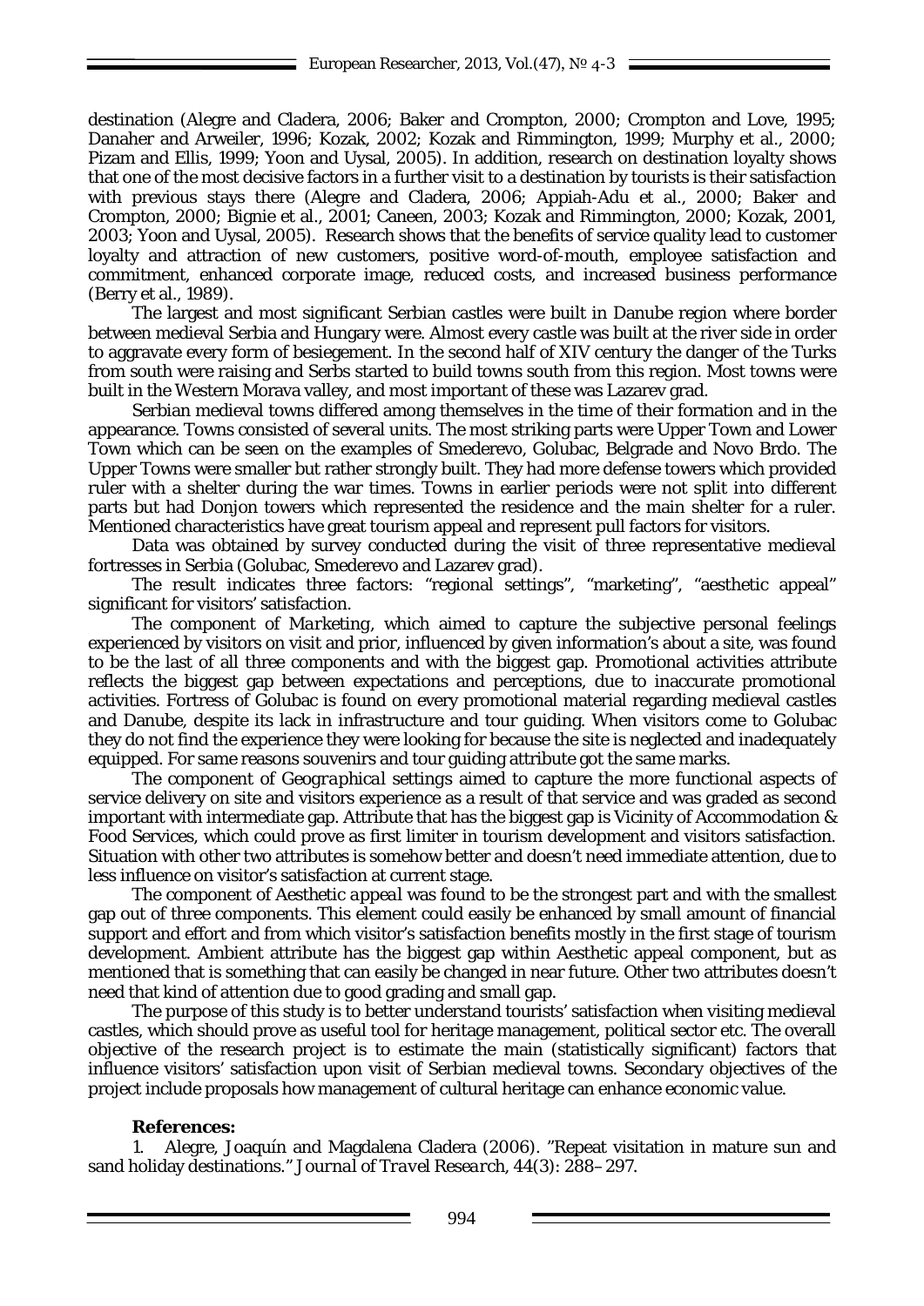destination (Alegre and Cladera, 2006; Baker and Crompton, 2000; Crompton and Love, 1995; Danaher and Arweiler, 1996; Kozak, 2002; Kozak and Rimmington, 1999; Murphy et al., 2000; Pizam and Ellis, 1999; Yoon and Uysal, 2005). In addition, research on destination loyalty shows that one of the most decisive factors in a further visit to a destination by tourists is their satisfaction with previous stays there (Alegre and Cladera, 2006; Appiah-Adu et al., 2000; Baker and Crompton, 2000; Bignie et al., 2001; Caneen, 2003; Kozak and Rimmington, 2000; Kozak, 2001, 2003; Yoon and Uysal, 2005). Research shows that the benefits of service quality lead to customer loyalty and attraction of new customers, positive word-of-mouth, employee satisfaction and commitment, enhanced corporate image, reduced costs, and increased business performance (Berry et al., 1989).

The largest and most significant Serbian castles were built in Danube region where border between medieval Serbia and Hungary were. Almost every castle was built at the river side in order to aggravate every form of besiegement. In the second half of XIV century the danger of the Turks from south were raising and Serbs started to build towns south from this region. Most towns were built in the Western Morava valley, and most important of these was Lazarev grad.

Serbian medieval towns differed among themselves in the time of their formation and in the appearance. Towns consisted of several units. The most striking parts were Upper Town and Lower Town which can be seen on the examples of Smederevo, Golubac, Belgrade and Novo Brdo. The Upper Towns were smaller but rather strongly built. They had more defense towers which provided ruler with a shelter during the war times. Towns in earlier periods were not split into different parts but had Donjon towers which represented the residence and the main shelter for a ruler. Mentioned characteristics have great tourism appeal and represent pull factors for visitors.

Data was obtained by survey conducted during the visit of three representative medieval fortresses in Serbia (Golubac, Smederevo and Lazarev grad).

The result indicates three factors: "regional settings", "marketing", "aesthetic appeal" significant for visitors' satisfaction.

The component of *Marketing*, which aimed to capture the subjective personal feelings experienced by visitors on visit and prior, influenced by given information's about a site, was found to be the last of all three components and with the biggest gap. Promotional activities attribute reflects the biggest gap between expectations and perceptions, due to inaccurate promotional activities. Fortress of Golubac is found on every promotional material regarding medieval castles and Danube, despite its lack in infrastructure and tour guiding. When visitors come to Golubac they do not find the experience they were looking for because the site is neglected and inadequately equipped. For same reasons souvenirs and tour guiding attribute got the same marks.

The component of *Geographical settings* aimed to capture the more functional aspects of service delivery on site and visitors experience as a result of that service and was graded as second important with intermediate gap. Attribute that has the biggest gap is Vicinity of Accommodation & Food Services, which could prove as first limiter in tourism development and visitors satisfaction. Situation with other two attributes is somehow better and doesn't need immediate attention, due to less influence on visitor's satisfaction at current stage.

The component of *Aesthetic appeal* was found to be the strongest part and with the smallest gap out of three components. This element could easily be enhanced by small amount of financial support and effort and from which visitor's satisfaction benefits mostly in the first stage of tourism development. Ambient attribute has the biggest gap within Aesthetic appeal component, but as mentioned that is something that can easily be changed in near future. Other two attributes doesn't need that kind of attention due to good grading and small gap.

The purpose of this study is to better understand tourists' satisfaction when visiting medieval castles, which should prove as useful tool for heritage management, political sector etc. The overall objective of the research project is to estimate the main (statistically significant) factors that influence visitors' satisfaction upon visit of Serbian medieval towns. Secondary objectives of the project include proposals how management of cultural heritage can enhance economic value.

**References:**

1. Alegre, Joaquín and Magdalena Cladera (2006). "Repeat visitation in mature sun and sand holiday destinations." *Journal of Travel Research*, 44(3): 288–297.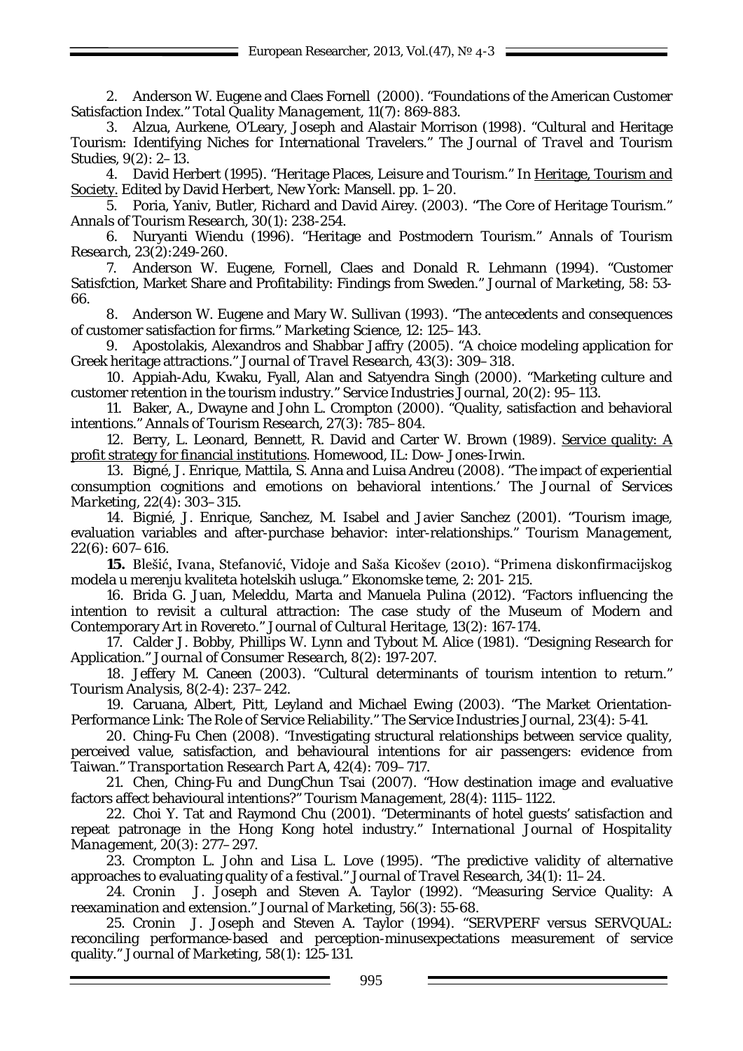2. Anderson W. Eugene and Claes Fornell (2000). "Foundations of the American Customer Satisfaction Index." *Total Quality Management*, 11(7): 869-883.

3. Alzua, Aurkene, O'Leary, Joseph and Alastair Morrison (1998). "Cultural and Heritage Tourism: Identifying Niches for International Travelers." *The Journal of Travel and Tourism Studies*, 9(2): 2–13.

4. David Herbert (1995). "Heritage Places, Leisure and Tourism." In Heritage, Tourism and Society. Edited by David Herbert, New York: Mansell. pp. 1–20.

5. Poria, Yaniv, Butler, Richard and David Airey. (2003). "The Core of Heritage Tourism." *Annals of Tourism Research*, 30(1): 238-254.

6. Nuryanti Wiendu (1996). "Heritage and Postmodern Tourism." *Annals of Tourism Research*, 23(2):249-260.

7. Anderson W. Eugene, Fornell, Claes and Donald R. Lehmann (1994). "Customer Satisfction, Market Share and Profitability: Findings from Sweden." *Journal of Marketing*, 58: 53-66.

8. Anderson W. Eugene and Mary W. Sullivan (1993). "The antecedents and consequences of customer satisfaction for firms." *Marketing Science*, 12: 125–143.

9. Apostolakis, Alexandros and Shabbar Jaffry (2005). "A choice modeling application for Greek heritage attractions." *Journal of Travel Research*, 43(3): 309–318.

10. Appiah-Adu, Kwaku, Fyall, Alan and Satyendra Singh (2000). "Marketing culture and customer retention in the tourism industry." *Service Industries Journal*, 20(2): 95–113.

11. Baker, A., Dwayne and John L. Crompton (2000). "Quality, satisfaction and behavioral intentions." *Annals of Tourism Research*, 27(3): 785–804.

12. Berry, L. Leonard, Bennett, R. David and Carter W. Brown (1989). Service quality: A profit strategy for financial institutions. Homewood, IL: Dow- Jones-Irwin.

13. Bigné, J. Enrique, Mattila, S. Anna and Luisa Andreu (2008). "The impact of experiential consumption cognitions and emotions on behavioral intentions.' *The Journal of Services Marketing*, 22(4): 303–315.

14. Bignié, J. Enrique, Sanchez, M. Isabel and Javier Sanchez (2001). "Tourism image, evaluation variables and after-purchase behavior: inter-relationships." *Tourism Management*, 22(6): 607–616.

**15.** Blešić, Ivana, Stefanović, Vidoje and Saša Kicošev (2010). "Primena diskonfirmacijskog modela u merenju kvaliteta hotelskih usluga." Ekonomske teme, 2: 201- 215.

16. Brida G. Juan, Meleddu, Marta and Manuela Pulina (2012). "Factors influencing the intention to revisit a cultural attraction: The case study of the Museum of Modern and Contemporary Art in Rovereto." *Journal of Cultural Heritage*, 13(2): 167-174.

17. Calder J. Bobby, Phillips W. Lynn and Tybout M. Alice (1981). "Designing Research for Application." *Journal of Consumer Research*, 8(2): 197-207.

18. Jeffery M. Caneen (2003). "Cultural determinants of tourism intention to return." *Tourism Analysis*, 8(2-4): 237–242.

19. Caruana, Albert, Pitt, Leyland and Michael Ewing (2003). "The Market Orientation-Performance Link: The Role of Service Reliability." *The Service Industries Journal*, 23(4): 5-41.

20. Ching-Fu Chen (2008). "Investigating structural relationships between service quality, perceived value, satisfaction, and behavioural intentions for air passengers: evidence from Taiwan." *Transportation Research Part A*, 42(4): 709–717.

21. Chen, Ching-Fu and DungChun Tsai (2007). "How destination image and evaluative factors affect behavioural intentions?" *Tourism Management*, 28(4): 1115–1122.

22. Choi Y. Tat and Raymond Chu (2001). "Determinants of hotel guests' satisfaction and repeat patronage in the Hong Kong hotel industry." *International Journal of Hospitality Management*, 20(3): 277–297.

23. Crompton L. John and Lisa L. Love (1995). "The predictive validity of alternative approaches to evaluating quality of a festival." *Journal of Travel Research*, 34(1): 11–24.

24. Cronin J. Joseph and Steven A. Taylor (1992). "Measuring Service Quality: A reexamination and extension." *Journal of Marketing*, 56(3): 55-68.

25. Cronin J. Joseph and Steven A. Taylor (1994). "SERVPERF versus SERVQUAL: reconciling performance-based and perception-minusexpectations measurement of service quality." *Journal of Marketing*, 58(1): 125-131.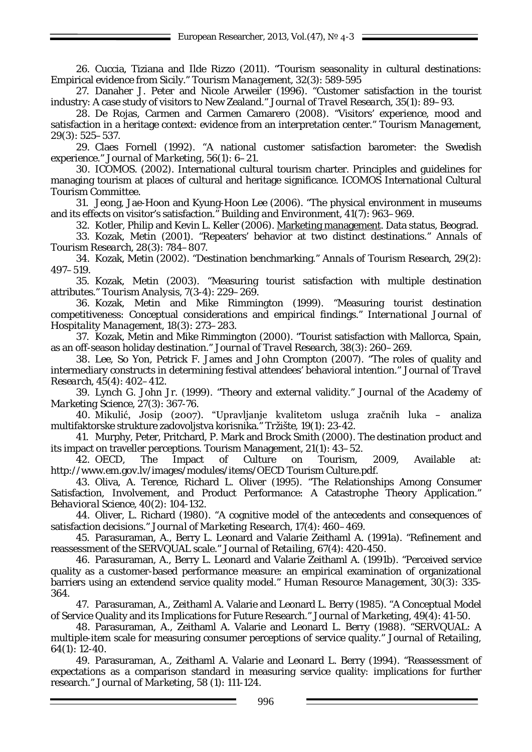26. Cuccia, Tiziana and Ilde Rizzo (2011). "Tourism seasonality in cultural destinations: Empirical evidence from Sicily." *Tourism Management*, 32(3): 589-595

27. Danaher J. Peter and Nicole Arweiler (1996). "Customer satisfaction in the tourist industry: A case study of visitors to New Zealand." *Journal of Travel Research*, 35(1): 89–93.

28. De Rojas, Carmen and Carmen Camarero (2008). "Visitors' experience, mood and satisfaction in a heritage context: evidence from an interpretation center." *Tourism Management*, 29(3): 525–537.

29. Claes Fornell (1992). "A national customer satisfaction barometer: the Swedish experience." *Journal of Marketing*, 56(1): 6–21.

30. ICOMOS. (2002). International cultural tourism charter. Principles and guidelines for managing tourism at places of cultural and heritage significance. ICOMOS International Cultural Tourism Committee.

31. Jeong, Jae-Hoon and Kyung-Hoon Lee (2006). "The physical environment in museums and its effects on visitor's satisfaction." *Building and Environment*, 41(7): 963–969.

32. Kotler, Philip and Kevin L. Keller (2006). Marketing management. Data status, Beograd.

33. Kozak, Metin (2001). "Repeaters' behavior at two distinct destinations." *Annals of Tourism Research*, 28(3): 784–807.

34. Kozak, Metin (2002). "Destination benchmarking." *Annals of Tourism Research*, 29(2): 497–519.

35. Kozak, Metin (2003). "Measuring tourist satisfaction with multiple destination attributes." *Tourism Analysis*, 7(3-4): 229–269.

36. Kozak, Metin and Mike Rimmington (1999). "Measuring tourist destination competitiveness: Conceptual considerations and empirical findings." *International Journal of Hospitality Management*, 18(3): 273–283.

37. Kozak, Metin and Mike Rimmington (2000). "Tourist satisfaction with Mallorca, Spain, as an off-season holiday destination." *Journal of Travel Research*, 38(3): 260–269.

38. Lee, So Yon, Petrick F. James and John Crompton (2007). "The roles of quality and intermediary constructs in determining festival attendees' behavioral intention." *Journal of Travel Research*, 45(4): 402–412.

39. Lynch G. John Jr. (1999). "Theory and external validity." *Journal of the Academy of Marketing Science*, 27(3): 367-76.

40. Mikulić, Josip (2007). "Upravljanje kvalitetom usluga zračnih luka – analiza multifaktorske strukture zadovoljstva korisnika." Tržište, 19(1): 23-42.

41. Murphy, Peter, Pritchard, P. Mark and Brock Smith (2000). The destination product and its impact on traveller perceptions. Tourism Management, 21(1): 43–52.

42. OECD, The Impact of Culture on Tourism, 2009, Available at: http://www.em.gov.lv/images/modules/items/OECD Tourism Culture.pdf.

43. Oliva, A. Terence, Richard L. Oliver (1995). "The Relationships Among Consumer Satisfaction, Involvement, and Product Performance: A Catastrophe Theory Application." *Behavioral Science*, 40(2): 104-132.

44. Oliver, L. Richard (1980). "A cognitive model of the antecedents and consequences of satisfaction decisions." *Journal of Marketing Research*, 17(4): 460–469.

45. Parasuraman, A., Berry L. Leonard and Valarie Zeithaml A. (1991a). "Refinement and reassessment of the SERVQUAL scale." *Journal of Retailing*, 67(4): 420-450.

46. Parasuraman, A., Berry L. Leonard and Valarie Zeithaml A. (1991b). "Perceived service quality as a customer-based performance measure: an empirical examination of organizational barriers using an extendend service quality model." *Human Resource Management*, 30(3): 335-364.

47. Parasuraman, A., Zeithaml A. Valarie and Leonard L. Berry (1985). "A Conceptual Model of Service Quality and its Implications for Future Research." *Journal of Marketing*, 49(4): 41-50.

48. Parasuraman, A., Zeithaml A. Valarie and Leonard L. Berry (1988). "SERVQUAL: A multiple-item scale for measuring consumer perceptions of service quality." *Journal of Retailing*, 64(1): 12-40.

49. Parasuraman, A., Zeithaml A. Valarie and Leonard L. Berry (1994). "Reassessment of expectations as a comparison standard in measuring service quality: implications for further research." *Journal of Marketing*, 58 (1): 111-124.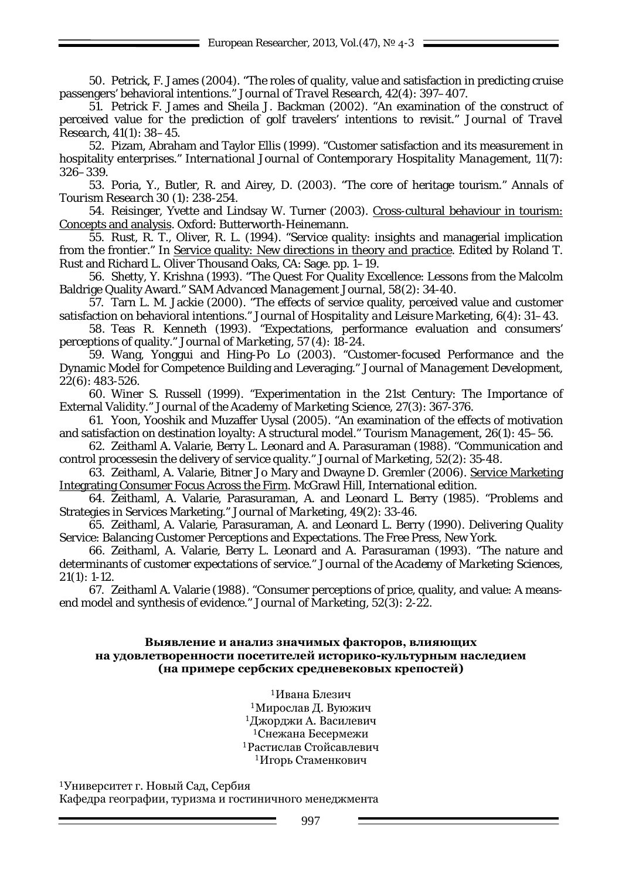50. Petrick, F. James (2004). "The roles of quality, value and satisfaction in predicting cruise passengers' behavioral intentions." *Journal of Travel Research*, 42(4): 397–407.

51. Petrick F. James and Sheila J. Backman (2002). "An examination of the construct of perceived value for the prediction of golf travelers' intentions to revisit." *Journal of Travel Research*, 41(1): 38–45.

52. Pizam, Abraham and Taylor Ellis (1999). "Customer satisfaction and its measurement in hospitality enterprises." *International Journal of Contemporary Hospitality Management*, 11(7): 326–339.

53. Poria, Y., Butler, R. and Airey, D. (2003). "The core of heritage tourism." *Annals of Tourism Research* 30 (1): 238-254.

54. Reisinger, Yvette and Lindsay W. Turner (2003). Cross-cultural behaviour in tourism: Concepts and analysis. Oxford: Butterworth-Heinemann.

55. Rust, R. T., Oliver, R. L. (1994). "Service quality: insights and managerial implication from the frontier." In Service quality: New directions in theory and practice. Edited by Roland T. Rust and Richard L. Oliver Thousand Oaks, CA: Sage. pp. 1–19.

56. Shetty, Y. Krishna (1993). "The Quest For Quality Excellence: Lessons from the Malcolm Baldrige Quality Award." *SAM Advanced Management Journal*, 58(2): 34-40.

57. Tarn L. M. Jackie (2000). "The effects of service quality, perceived value and customer satisfaction on behavioral intentions." *Journal of Hospitality and Leisure Marketing*, 6(4): 31–43.

58. Teas R. Kenneth (1993). "Expectations, performance evaluation and consumers' perceptions of quality." *Journal of Marketing*, 57 (4): 18-24.

59. Wang, Yonggui and Hing-Po Lo (2003). "Customer-focused Performance and the Dynamic Model for Competence Building and Leveraging." *Journal of Management Development*, 22(6): 483-526.

60. Winer S. Russell (1999). "Experimentation in the 21st Century: The Importance of External Validity." *Journal of the Academy of Marketing Science*, 27(3): 367-376.

61. Yoon, Yooshik and Muzaffer Uysal (2005). "An examination of the effects of motivation and satisfaction on destination loyalty: A structural model." *Tourism Management*, 26(1): 45–56.

62. Zeithaml A. Valarie, Berry L. Leonard and A. Parasuraman (1988). "Communication and control processesin the delivery of service quality." *Journal of Marketing*, 52(2): 35-48.

63. Zeithaml, A. Valarie, Bitner Jo Mary and Dwayne D. Gremler (2006). Service Marketing Integrating Consumer Focus Across the Firm. McGrawl Hill, International eidition.

64. Zeithaml, A. Valarie, Parasuraman, A. and Leonard L. Berry (1985). "Problems and Strategies in Services Marketing." *Journal of Marketing*, 49(2): 33-46.

65. Zeithaml, A. Valarie, Parasuraman, A. and Leonard L. Berry (1990). Delivering Quality Service: Balancing Customer Perceptions and Expectations. The Free Press, New York.

66. Zeithaml, A. Valarie, Berry L. Leonard and A. Parasuraman (1993). "The nature and determinants of customer expectations of service." *Journal of the Academy of Marketing Sciences*, 21(1): 1-12.

67. Zeithaml A. Valarie (1988). "Consumer perceptions of price, quality, and value: A means-end model and synthesis of evidence." *Journal of Marketing*, 52(3): 2-22.

## Выявление и анализ значимых факторов, влияющих на удовлетворенности посетителей историко-культурным наследием (на примере сербских средневековых крепостей)

[1]Ивана Блезич
[1]Мирослав Д. Вуюжич
[1]Джорджи А. Василевич
[1]Снежана Бесермежи
[1]Растислав Стойсавлевич
[1]Игорь Станенкович

[1]Университет г. Новый Сад, Сербия
Кафедра географии, туризма и гостиничного менеджмента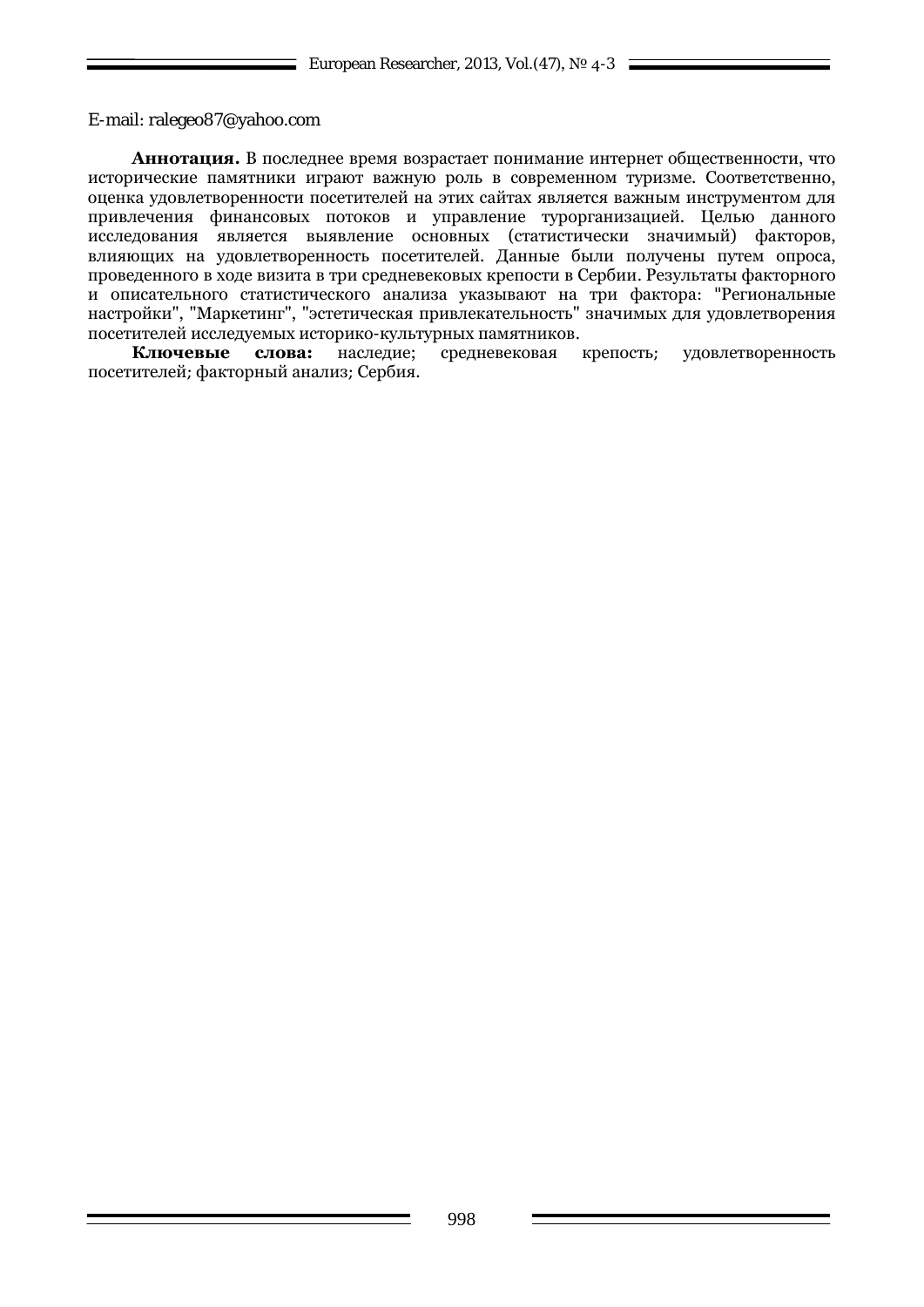E-mail: ralegeo87@yahoo.com

**Аннотация.** В последнее время возрастает понимание интернет общественности, что исторические памятники играют важную роль в современном туризме. Соответственно, оценка удовлетворенности посетителей на этих сайтах является важным инструментом для привлечения финансовых потоков и управление turорганизацией. Целью данного исследования является выявление основных (статистически значимый) факторов, влияющих на удовлетворенность посетителей. Данные были получены путем опроса, проведенного в ходе визита в три средневековых крепости в Сербии. Результаты факторного и описательного статистического анализа указывают на три фактора: "Региональные настройки", "Маркетинг", "эстетическая привлекательность" значимых для удовлетворения посетителей исследуемых историко-культурных памятников.

**Ключевые слова:** наследие; средневековая крепость; удовлетворенность посетителей; факторный анализ; Сербия.